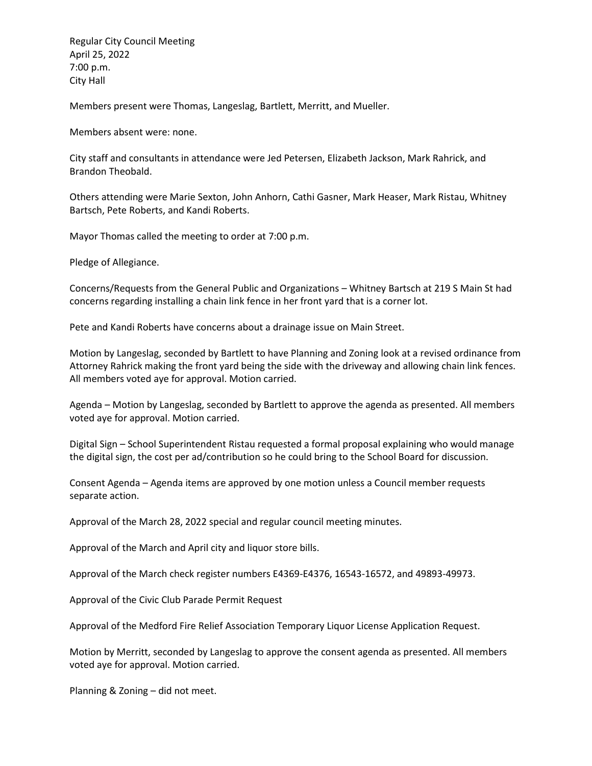Regular City Council Meeting
April 25, 2022
7:00 p.m.
City Hall

Members present were Thomas, Langeslag, Bartlett, Merritt, and Mueller.

Members absent were: none.

City staff and consultants in attendance were Jed Petersen, Elizabeth Jackson, Mark Rahrick, and Brandon Theobald.

Others attending were Marie Sexton, John Anhorn, Cathi Gasner, Mark Heaser, Mark Ristau, Whitney Bartsch, Pete Roberts, and Kandi Roberts.

Mayor Thomas called the meeting to order at 7:00 p.m.

Pledge of Allegiance.

Concerns/Requests from the General Public and Organizations – Whitney Bartsch at 219 S Main St had concerns regarding installing a chain link fence in her front yard that is a corner lot.

Pete and Kandi Roberts have concerns about a drainage issue on Main Street.

Motion by Langeslag, seconded by Bartlett to have Planning and Zoning look at a revised ordinance from Attorney Rahrick making the front yard being the side with the driveway and allowing chain link fences. All members voted aye for approval. Motion carried.

Agenda – Motion by Langeslag, seconded by Bartlett to approve the agenda as presented. All members voted aye for approval. Motion carried.

Digital Sign – School Superintendent Ristau requested a formal proposal explaining who would manage the digital sign, the cost per ad/contribution so he could bring to the School Board for discussion.

Consent Agenda – Agenda items are approved by one motion unless a Council member requests separate action.

Approval of the March 28, 2022 special and regular council meeting minutes.

Approval of the March and April city and liquor store bills.

Approval of the March check register numbers E4369-E4376, 16543-16572, and 49893-49973.

Approval of the Civic Club Parade Permit Request

Approval of the Medford Fire Relief Association Temporary Liquor License Application Request.

Motion by Merritt, seconded by Langeslag to approve the consent agenda as presented. All members voted aye for approval. Motion carried.

Planning & Zoning – did not meet.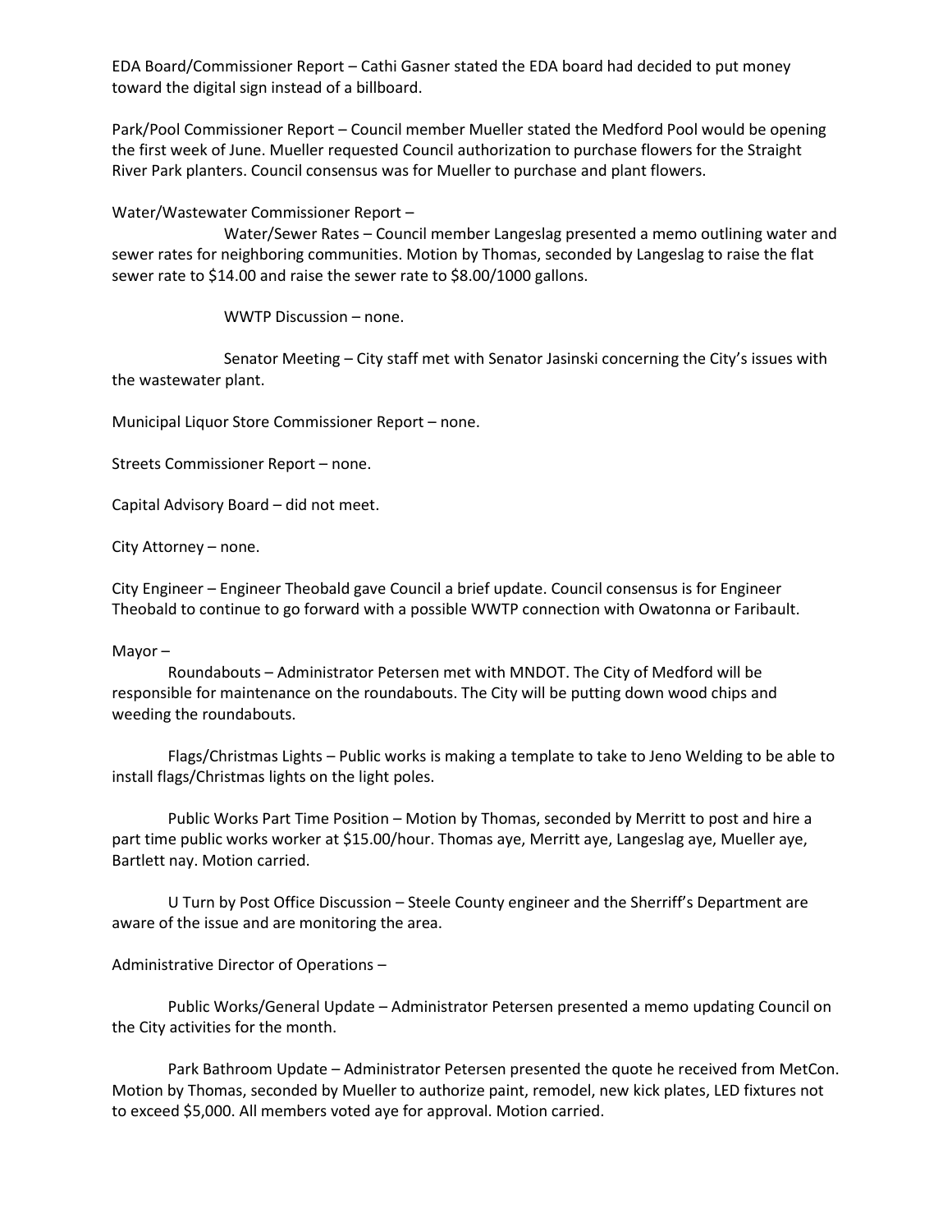EDA Board/Commissioner Report – Cathi Gasner stated the EDA board had decided to put money toward the digital sign instead of a billboard.

Park/Pool Commissioner Report – Council member Mueller stated the Medford Pool would be opening the first week of June. Mueller requested Council authorization to purchase flowers for the Straight River Park planters. Council consensus was for Mueller to purchase and plant flowers.

Water/Wastewater Commissioner Report –

Water/Sewer Rates – Council member Langeslag presented a memo outlining water and sewer rates for neighboring communities. Motion by Thomas, seconded by Langeslag to raise the flat sewer rate to $14.00 and raise the sewer rate to $8.00/1000 gallons.

WWTP Discussion – none.

Senator Meeting – City staff met with Senator Jasinski concerning the City's issues with the wastewater plant.

Municipal Liquor Store Commissioner Report – none.

Streets Commissioner Report – none.

Capital Advisory Board – did not meet.

City Attorney – none.

City Engineer – Engineer Theobald gave Council a brief update. Council consensus is for Engineer Theobald to continue to go forward with a possible WWTP connection with Owatonna or Faribault.

Mayor –

Roundabouts – Administrator Petersen met with MNDOT. The City of Medford will be responsible for maintenance on the roundabouts. The City will be putting down wood chips and weeding the roundabouts.

Flags/Christmas Lights – Public works is making a template to take to Jeno Welding to be able to install flags/Christmas lights on the light poles.

Public Works Part Time Position – Motion by Thomas, seconded by Merritt to post and hire a part time public works worker at $15.00/hour. Thomas aye, Merritt aye, Langeslag aye, Mueller aye, Bartlett nay. Motion carried.

U Turn by Post Office Discussion – Steele County engineer and the Sherriff's Department are aware of the issue and are monitoring the area.

Administrative Director of Operations –

Public Works/General Update – Administrator Petersen presented a memo updating Council on the City activities for the month.

Park Bathroom Update – Administrator Petersen presented the quote he received from MetCon. Motion by Thomas, seconded by Mueller to authorize paint, remodel, new kick plates, LED fixtures not to exceed $5,000. All members voted aye for approval. Motion carried.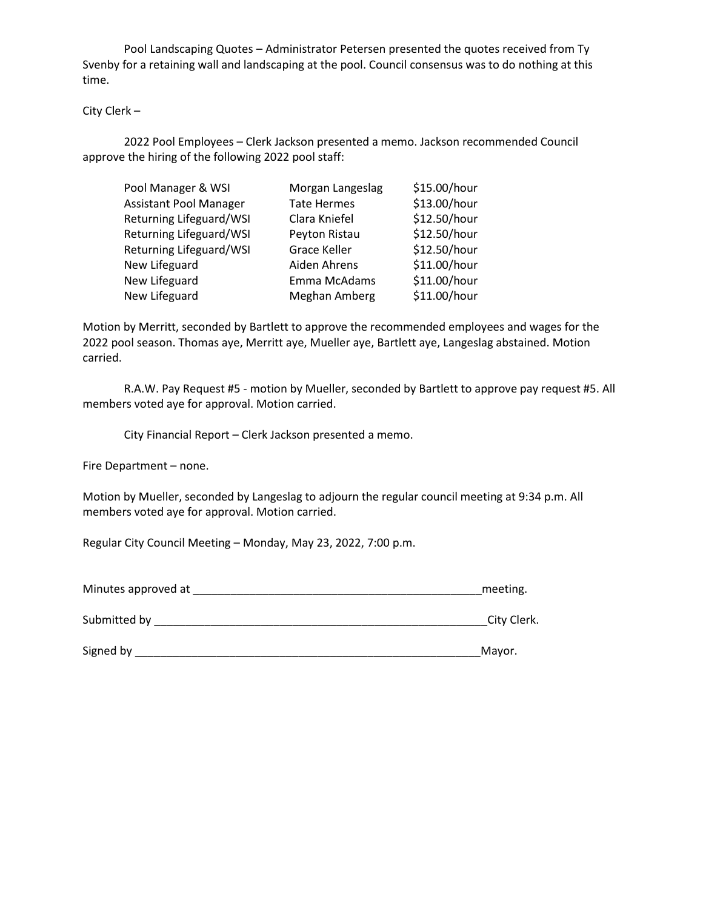Pool Landscaping Quotes – Administrator Petersen presented the quotes received from Ty Svenby for a retaining wall and landscaping at the pool. Council consensus was to do nothing at this time.

City Clerk –

2022 Pool Employees – Clerk Jackson presented a memo. Jackson recommended Council approve the hiring of the following 2022 pool staff:

| | | |
|---|---|---|
| Pool Manager & WSI | Morgan Langeslag | $15.00/hour |
| Assistant Pool Manager | Tate Hermes | $13.00/hour |
| Returning Lifeguard/WSI | Clara Kniefel | $12.50/hour |
| Returning Lifeguard/WSI | Peyton Ristau | $12.50/hour |
| Returning Lifeguard/WSI | Grace Keller | $12.50/hour |
| New Lifeguard | Aiden Ahrens | $11.00/hour |
| New Lifeguard | Emma McAdams | $11.00/hour |
| New Lifeguard | Meghan Amberg | $11.00/hour |

Motion by Merritt, seconded by Bartlett to approve the recommended employees and wages for the 2022 pool season. Thomas aye, Merritt aye, Mueller aye, Bartlett aye, Langeslag abstained. Motion carried.

R.A.W. Pay Request #5 - motion by Mueller, seconded by Bartlett to approve pay request #5. All members voted aye for approval. Motion carried.

City Financial Report – Clerk Jackson presented a memo.

Fire Department – none.

Motion by Mueller, seconded by Langeslag to adjourn the regular council meeting at 9:34 p.m. All members voted aye for approval. Motion carried.

Regular City Council Meeting – Monday, May 23, 2022, 7:00 p.m.

Minutes approved at _______________________________________________meeting.

Submitted by ______________________________________________________City Clerk.

Signed by _________________________________________________________Mayor.